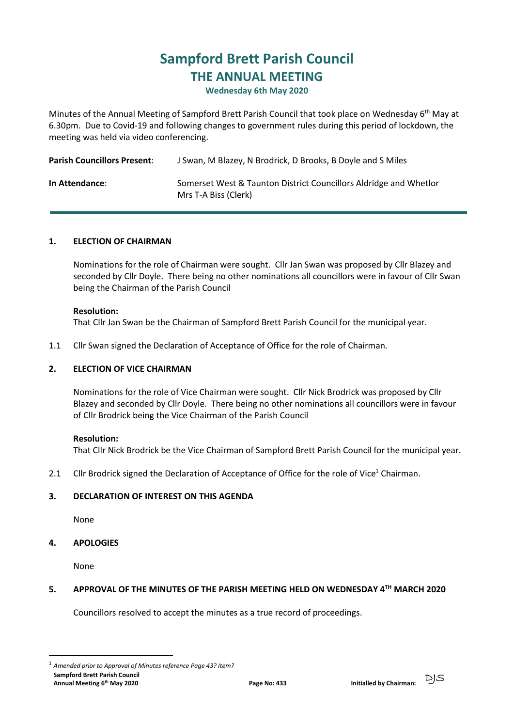# Sampford Brett Parish Council

## THE ANNUAL MEETING

### Wednesday 6th May 2020

Minutes of the Annual Meeting of Sampford Brett Parish Council that took place on Wednesday 6th May at 6.30pm. Due to Covid-19 and following changes to government rules during this period of lockdown, the meeting was held via video conferencing.

**Parish Councillors Present**: J Swan, M Blazey, N Brodrick, D Brooks, B Doyle and S Miles

**In Attendance**: Somerset West & Taunton District Councillors Aldridge and Whetlor
Mrs T-A Biss (Clerk)

---

**1. ELECTION OF CHAIRMAN**

Nominations for the role of Chairman were sought. Cllr Jan Swan was proposed by Cllr Blazey and seconded by Cllr Doyle. There being no other nominations all councillors were in favour of Cllr Swan being the Chairman of the Parish Council

**Resolution:**
That Cllr Jan Swan be the Chairman of Sampford Brett Parish Council for the municipal year.

1.1 Cllr Swan signed the Declaration of Acceptance of Office for the role of Chairman.

**2. ELECTION OF VICE CHAIRMAN**

Nominations for the role of Vice Chairman were sought. Cllr Nick Brodrick was proposed by Cllr Blazey and seconded by Cllr Doyle. There being no other nominations all councillors were in favour of Cllr Brodrick being the Vice Chairman of the Parish Council

**Resolution:**
That Cllr Nick Brodrick be the Vice Chairman of Sampford Brett Parish Council for the municipal year.

2.1 Cllr Brodrick signed the Declaration of Acceptance of Office for the role of Vice[1] Chairman.

**3. DECLARATION OF INTEREST ON THIS AGENDA**

None

**4. APOLOGIES**

None

**5. APPROVAL OF THE MINUTES OF THE PARISH MEETING HELD ON WEDNESDAY 4TH MARCH 2020**

Councillors resolved to accept the minutes as a true record of proceedings.

---

[1] *Amended prior to Approval of Minutes reference Page 43? Item?*

Initialled by Chairman: DJS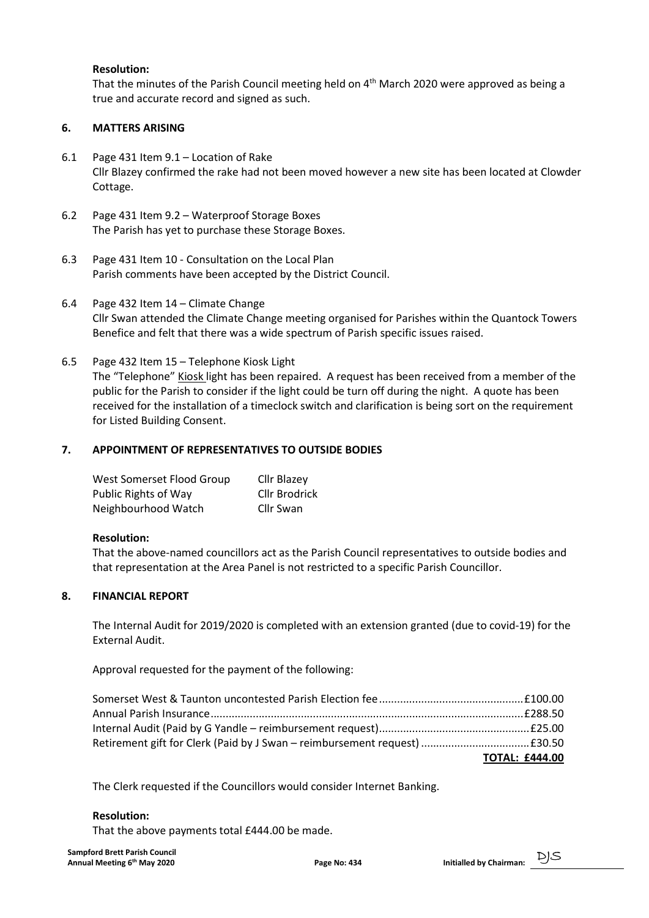**Resolution:**

That the minutes of the Parish Council meeting held on 4th March 2020 were approved as being a true and accurate record and signed as such.

## 6. MATTERS ARISING

6.1 Page 431 Item 9.1 – Location of Rake
Cllr Blazey confirmed the rake had not been moved however a new site has been located at Clowder Cottage.

6.2 Page 431 Item 9.2 – Waterproof Storage Boxes
The Parish has yet to purchase these Storage Boxes.

6.3 Page 431 Item 10 - Consultation on the Local Plan
Parish comments have been accepted by the District Council.

6.4 Page 432 Item 14 – Climate Change
Cllr Swan attended the Climate Change meeting organised for Parishes within the Quantock Towers Benefice and felt that there was a wide spectrum of Parish specific issues raised.

6.5 Page 432 Item 15 – Telephone Kiosk Light
The "Telephone" Kiosk light has been repaired. A request has been received from a member of the public for the Parish to consider if the light could be turn off during the night. A quote has been received for the installation of a timeclock switch and clarification is being sort on the requirement for Listed Building Consent.

## 7. APPOINTMENT OF REPRESENTATIVES TO OUTSIDE BODIES

| | |
|---|---|
| West Somerset Flood Group | Cllr Blazey |
| Public Rights of Way | Cllr Brodrick |
| Neighbourhood Watch | Cllr Swan |

**Resolution:**

That the above-named councillors act as the Parish Council representatives to outside bodies and that representation at the Area Panel is not restricted to a specific Parish Councillor.

## 8. FINANCIAL REPORT

The Internal Audit for 2019/2020 is completed with an extension granted (due to covid-19) for the External Audit.

Approval requested for the payment of the following:

| | |
|---|---|
| Somerset West & Taunton uncontested Parish Election fee | £100.00 |
| Annual Parish Insurance | £288.50 |
| Internal Audit (Paid by G Yandle – reimbursement request) | £25.00 |
| Retirement gift for Clerk (Paid by J Swan – reimbursement request) | £30.50 |
| | **TOTAL: £444.00** |

The Clerk requested if the Councillors would consider Internet Banking.

**Resolution:**

That the above payments total £444.00 be made.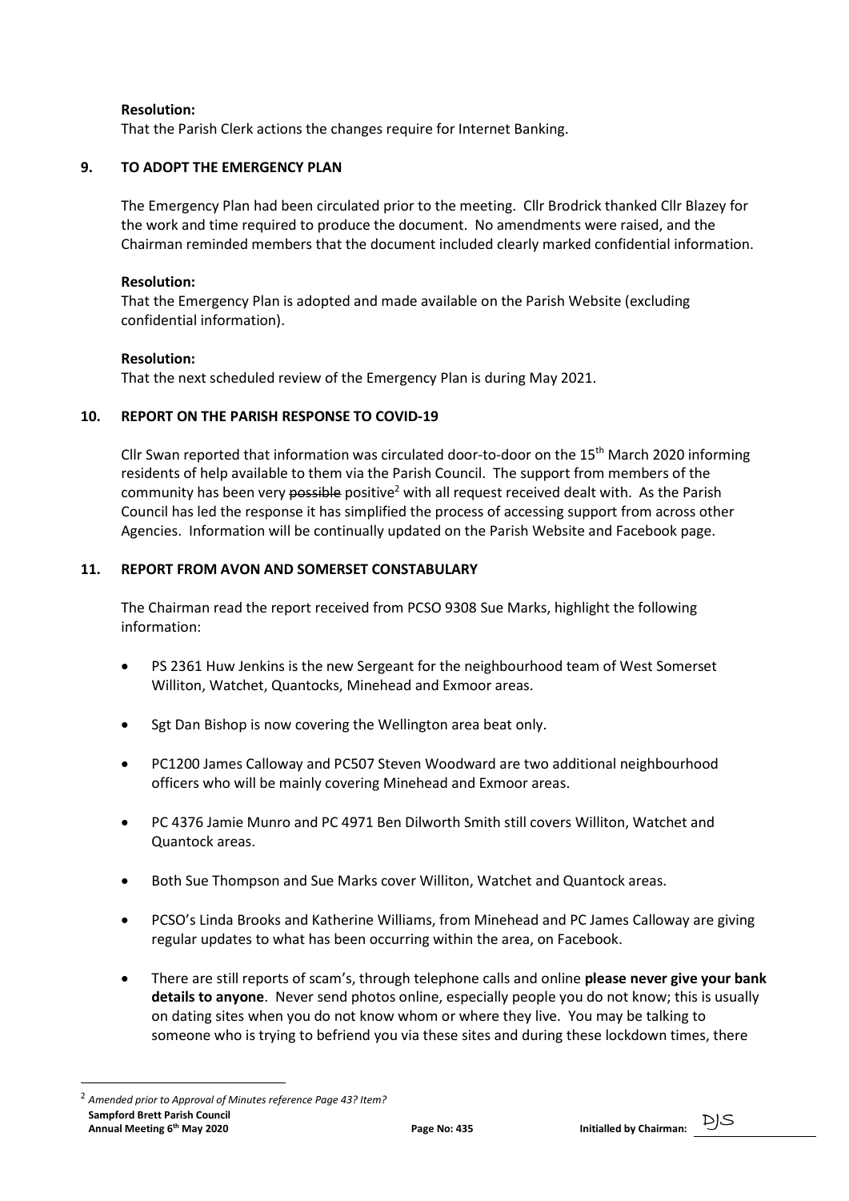**Resolution:**
That the Parish Clerk actions the changes require for Internet Banking.

## 9. TO ADOPT THE EMERGENCY PLAN

The Emergency Plan had been circulated prior to the meeting. Cllr Brodrick thanked Cllr Blazey for the work and time required to produce the document. No amendments were raised, and the Chairman reminded members that the document included clearly marked confidential information.

**Resolution:**
That the Emergency Plan is adopted and made available on the Parish Website (excluding confidential information).

**Resolution:**
That the next scheduled review of the Emergency Plan is during May 2021.

## 10. REPORT ON THE PARISH RESPONSE TO COVID-19

Cllr Swan reported that information was circulated door-to-door on the 15th March 2020 informing residents of help available to them via the Parish Council. The support from members of the community has been very ~~possible~~ positive[2] with all request received dealt with. As the Parish Council has led the response it has simplified the process of accessing support from across other Agencies. Information will be continually updated on the Parish Website and Facebook page.

## 11. REPORT FROM AVON AND SOMERSET CONSTABULARY

The Chairman read the report received from PCSO 9308 Sue Marks, highlight the following information:

- PS 2361 Huw Jenkins is the new Sergeant for the neighbourhood team of West Somerset Williton, Watchet, Quantocks, Minehead and Exmoor areas.
- Sgt Dan Bishop is now covering the Wellington area beat only.
- PC1200 James Calloway and PC507 Steven Woodward are two additional neighbourhood officers who will be mainly covering Minehead and Exmoor areas.
- PC 4376 Jamie Munro and PC 4971 Ben Dilworth Smith still covers Williton, Watchet and Quantock areas.
- Both Sue Thompson and Sue Marks cover Williton, Watchet and Quantock areas.
- PCSO's Linda Brooks and Katherine Williams, from Minehead and PC James Calloway are giving regular updates to what has been occurring within the area, on Facebook.
- There are still reports of scam's, through telephone calls and online **please never give your bank details to anyone**. Never send photos online, especially people you do not know; this is usually on dating sites when you do not know whom or where they live. You may be talking to someone who is trying to befriend you via these sites and during these lockdown times, there

[2] *Amended prior to Approval of Minutes reference Page 43? Item?*

Initialled by Chairman: DJS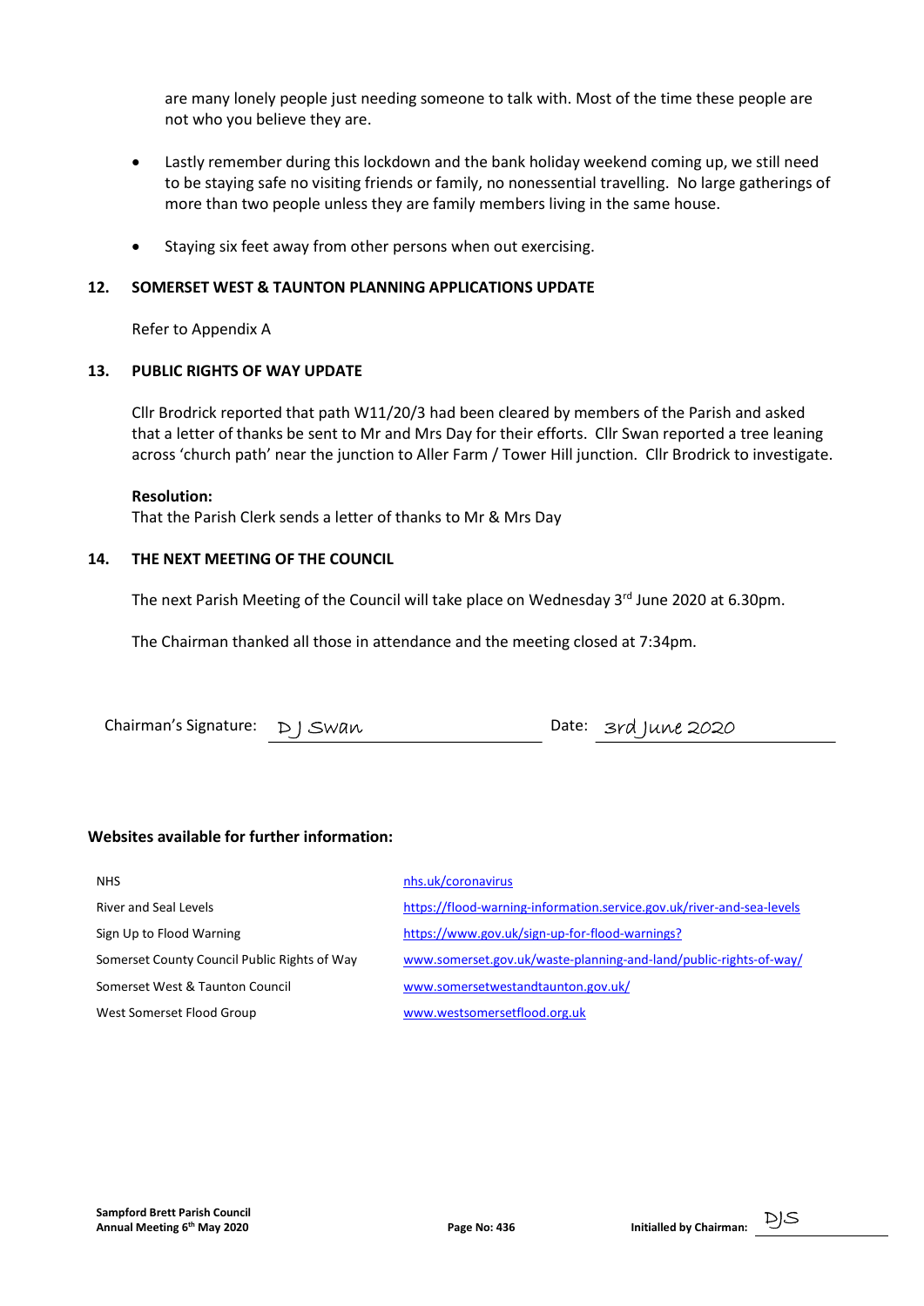are many lonely people just needing someone to talk with. Most of the time these people are not who you believe they are.

- Lastly remember during this lockdown and the bank holiday weekend coming up, we still need to be staying safe no visiting friends or family, no nonessential travelling. No large gatherings of more than two people unless they are family members living in the same house.

- Staying six feet away from other persons when out exercising.

## 12. SOMERSET WEST & TAUNTON PLANNING APPLICATIONS UPDATE

Refer to Appendix A

## 13. PUBLIC RIGHTS OF WAY UPDATE

Cllr Brodrick reported that path W11/20/3 had been cleared by members of the Parish and asked that a letter of thanks be sent to Mr and Mrs Day for their efforts. Cllr Swan reported a tree leaning across 'church path' near the junction to Aller Farm / Tower Hill junction. Cllr Brodrick to investigate.

**Resolution:**
That the Parish Clerk sends a letter of thanks to Mr & Mrs Day

## 14. THE NEXT MEETING OF THE COUNCIL

The next Parish Meeting of the Council will take place on Wednesday 3rd June 2020 at 6.30pm.

The Chairman thanked all those in attendance and the meeting closed at 7:34pm.

Chairman's Signature: D J Swan    Date: 3rd June 2020

**Websites available for further information:**

| | |
|---|---|
| NHS | nhs.uk/coronavirus |
| River and Seal Levels | https://flood-warning-information.service.gov.uk/river-and-sea-levels |
| Sign Up to Flood Warning | https://www.gov.uk/sign-up-for-flood-warnings? |
| Somerset County Council Public Rights of Way | www.somerset.gov.uk/waste-planning-and-land/public-rights-of-way/ |
| Somerset West & Taunton Council | www.somersetwestandtaunton.gov.uk/ |
| West Somerset Flood Group | www.westsomersetflood.org.uk |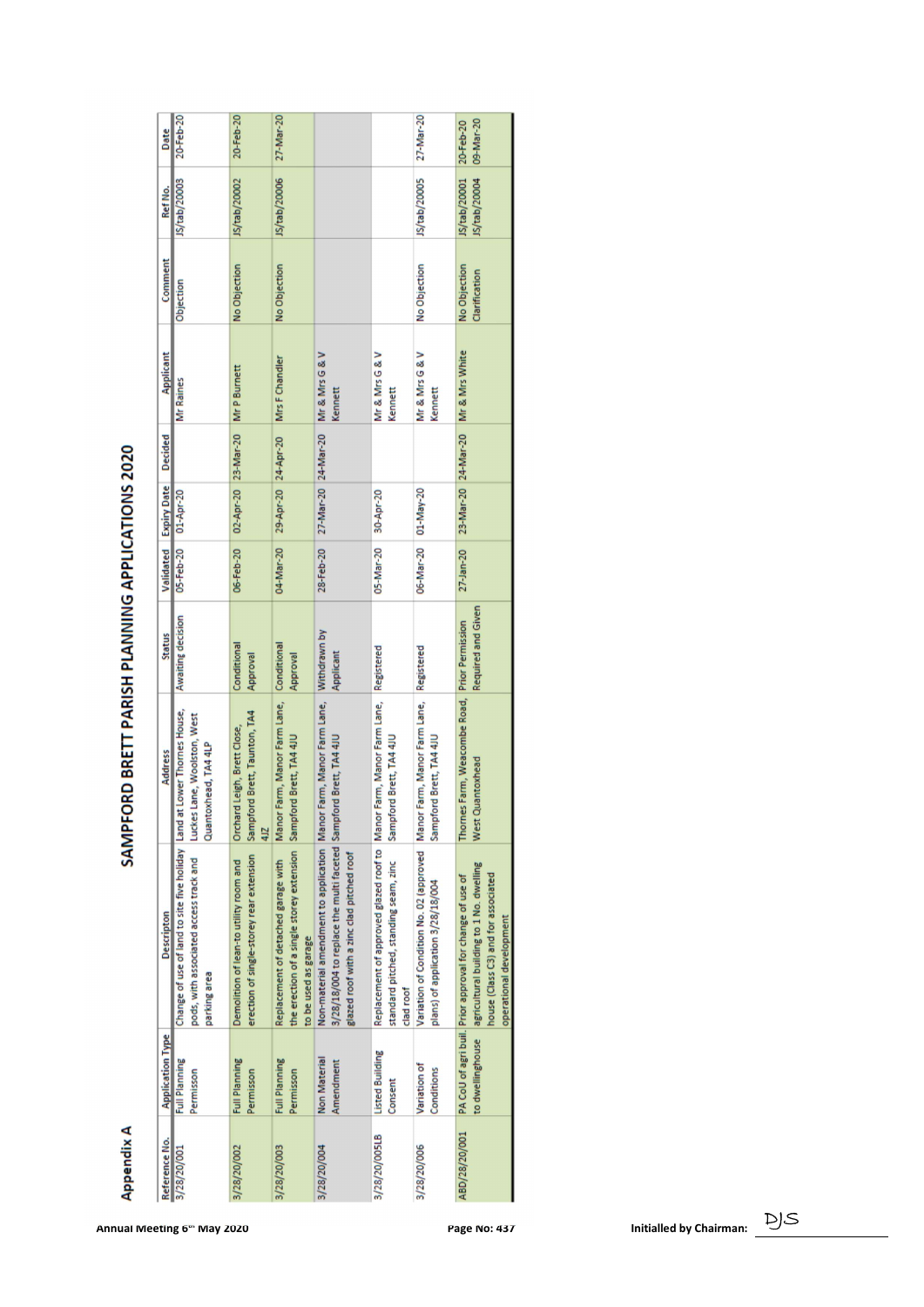# Appendix A

## SAMPFORD BRETT PARISH PLANNING APPLICATIONS 2020

| Reference No. | Application Type | Descripton | Address | Status | Validated | Expiry Date | Decided | Applicant | Comment | Ref No. | Date |
|---|---|---|---|---|---|---|---|---|---|---|---|
| 3/28/20/001 | Full Planning Permisson | Change of use of land to site five holiday pods, with associated access track and parking area | Land at Lower Thornes House, Luckes Lane, Woolston, West Quantoxhead, TA4 4LP | Awaiting decision | 05-Feb-20 | 01-Apr-20 | | Mr Raines | Objection | JS/tab/20003 | 20-Feb-20 |
| 3/28/20/002 | Full Planning Permisson | Demolition of lean-to utility room and erection of single-storey rear extension | Orchard Leigh, Brett Close, Sampford Brett, Taunton, TA4 4JZ | Conditional Approval | 06-Feb-20 | 02-Apr-20 | 23-Mar-20 | Mr P Burnett | No Objection | JS/tab/20002 | 20-Feb-20 |
| 3/28/20/003 | Full Planning Permisson | Replacement of detached garage with the erection of a single storey extension to be used as garage | Manor Farm, Manor Farm Lane, Sampford Brett, TA4 4JU | Conditional Approval | 04-Mar-20 | 29-Apr-20 | 24-Apr-20 | Mrs F Chandler | No Objection | JS/tab/20006 | 27-Mar-20 |
| 3/28/20/004 | Non Material Amendment | Non-material amendment to application 3/28/18/004 to replace the multi faceted glazed roof with a zinc clad pitched roof | Manor Farm, Manor Farm Lane, Sampford Brett, TA4 4JU | Withdrawn by Applicant | 28-Feb-20 | 27-Mar-20 | 24-Mar-20 | Mr & Mrs G & V Kennett | | | |
| 3/28/20/005LB | Listed Building Consent | Replacement of approved glazed roof to standard pitched, standing seam, zinc clad roof | Manor Farm, Manor Farm Lane, Sampford Brett, TA4 4JU | Registered | 05-Mar-20 | 30-Apr-20 | | Mr & Mrs G & V Kennett | | | |
| 3/28/20/006 | Variation of Conditions | Variation of Condition No. 02 (approved plans) of application 3/28/18/004 | Manor Farm, Manor Farm Lane, Sampford Brett, TA4 4JU | Registered | 06-Mar-20 | 01-May-20 | | Mr & Mrs G & V Kennett | No Objection | JS/tab/20005 | 27-Mar-20 |
| ABD/28/20/001 | PA CoU of agri buil. to dwellinghouse | Prior approval for change of use of agricultural building to 1 No. dwelling house (Class C3) and for associated operational development | Thornes Farm, Weacombe Road, West Quantoxhead | Prior Permission Required and Given | 27-Jan-20 | 23-Mar-20 | 24-Mar-20 | Mr & Mrs White | No Objection<br>Clarification | JS/tab/20001<br>JS/tab/20004 | 20-Feb-20<br>09-Mar-20 |

Annual Meeting 6th May 2020 | Page No: 437 | Initialled by Chairman: DJS